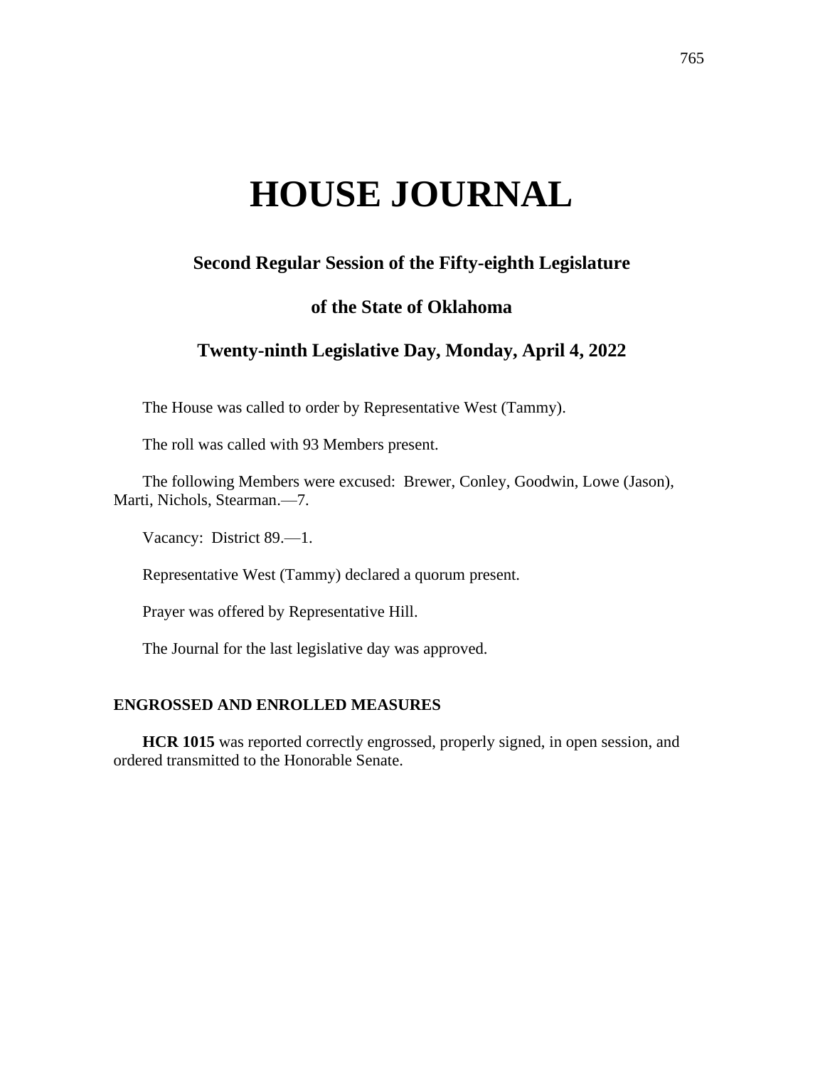# HOUSE JOURNAL

## Second Regular Session of the Fifty-eighth Legislature

## of the State of Oklahoma

## Twenty-ninth Legislative Day, Monday, April 4, 2022

The House was called to order by Representative West (Tammy).

The roll was called with 93 Members present.

The following Members were excused: Brewer, Conley, Goodwin, Lowe (Jason), Marti, Nichols, Stearman.—7.

Vacancy: District 89.—1.

Representative West (Tammy) declared a quorum present.

Prayer was offered by Representative Hill.

The Journal for the last legislative day was approved.

### ENGROSSED AND ENROLLED MEASURES

**HCR 1015** was reported correctly engrossed, properly signed, in open session, and ordered transmitted to the Honorable Senate.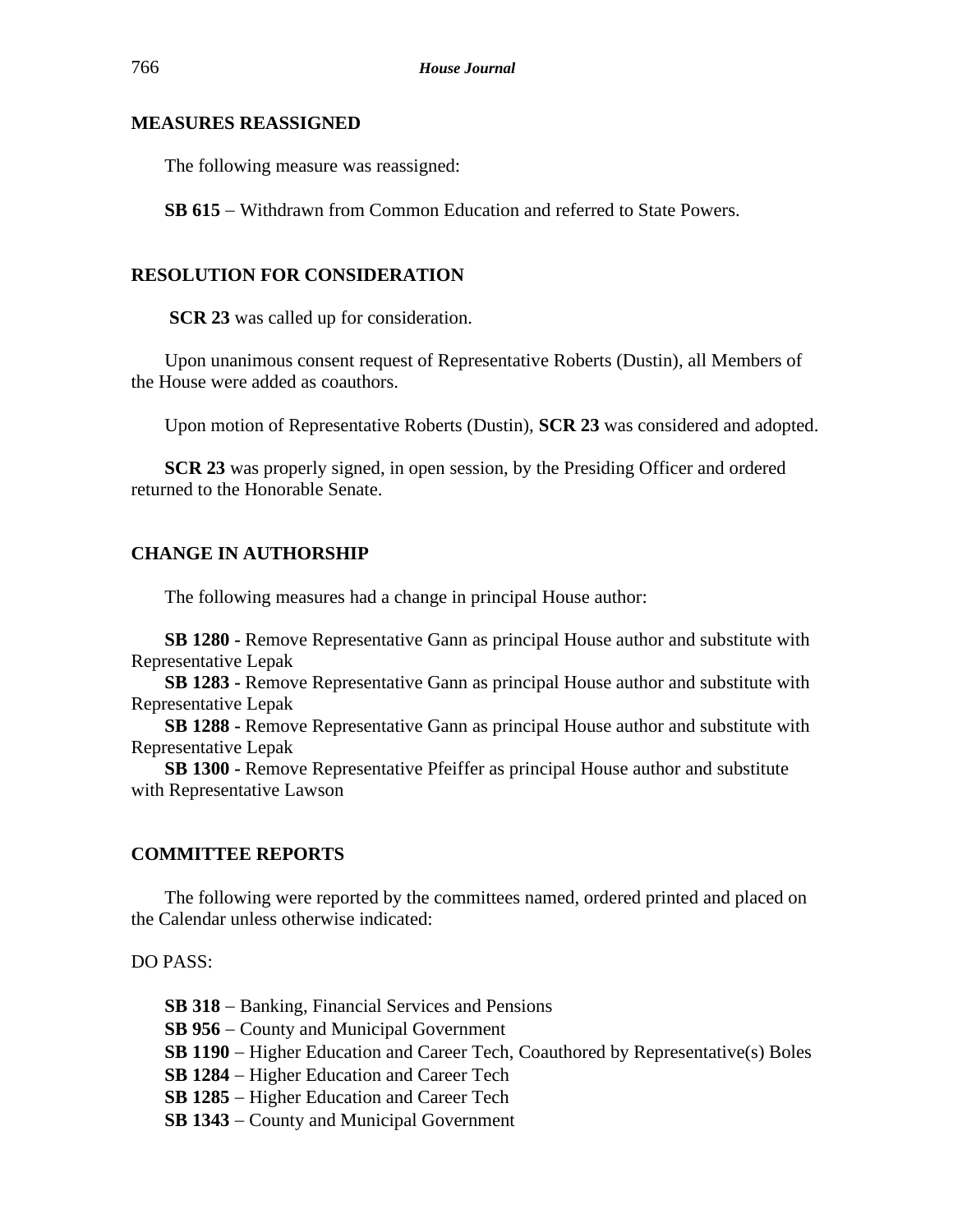## MEASURES REASSIGNED

The following measure was reassigned:

**SB 615** – Withdrawn from Common Education and referred to State Powers.

## RESOLUTION FOR CONSIDERATION

**SCR 23** was called up for consideration.

Upon unanimous consent request of Representative Roberts (Dustin), all Members of the House were added as coauthors.

Upon motion of Representative Roberts (Dustin), **SCR 23** was considered and adopted.

**SCR 23** was properly signed, in open session, by the Presiding Officer and ordered returned to the Honorable Senate.

## CHANGE IN AUTHORSHIP

The following measures had a change in principal House author:

**SB 1280 -** Remove Representative Gann as principal House author and substitute with Representative Lepak
**SB 1283 -** Remove Representative Gann as principal House author and substitute with Representative Lepak
**SB 1288 -** Remove Representative Gann as principal House author and substitute with Representative Lepak
**SB 1300 -** Remove Representative Pfeiffer as principal House author and substitute with Representative Lawson

## COMMITTEE REPORTS

The following were reported by the committees named, ordered printed and placed on the Calendar unless otherwise indicated:

DO PASS:

**SB 318** – Banking, Financial Services and Pensions
**SB 956** – County and Municipal Government
**SB 1190** – Higher Education and Career Tech, Coauthored by Representative(s) Boles
**SB 1284** – Higher Education and Career Tech
**SB 1285** – Higher Education and Career Tech
**SB 1343** – County and Municipal Government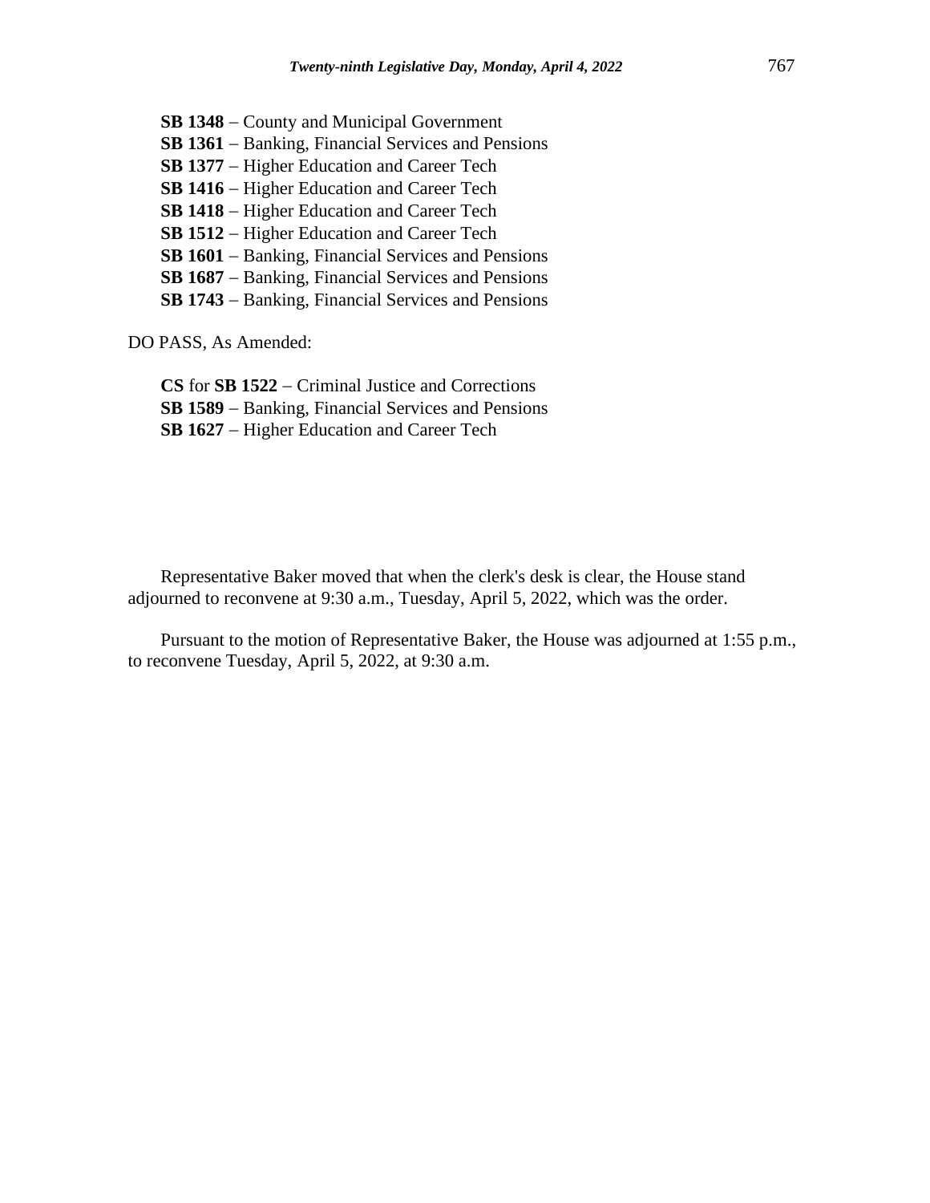**SB 1348** – County and Municipal Government
**SB 1361** – Banking, Financial Services and Pensions
**SB 1377** – Higher Education and Career Tech
**SB 1416** – Higher Education and Career Tech
**SB 1418** – Higher Education and Career Tech
**SB 1512** – Higher Education and Career Tech
**SB 1601** – Banking, Financial Services and Pensions
**SB 1687** – Banking, Financial Services and Pensions
**SB 1743** – Banking, Financial Services and Pensions

DO PASS, As Amended:

**CS** for **SB 1522** – Criminal Justice and Corrections
**SB 1589** – Banking, Financial Services and Pensions
**SB 1627** – Higher Education and Career Tech

Representative Baker moved that when the clerk's desk is clear, the House stand adjourned to reconvene at 9:30 a.m., Tuesday, April 5, 2022, which was the order.

Pursuant to the motion of Representative Baker, the House was adjourned at 1:55 p.m., to reconvene Tuesday, April 5, 2022, at 9:30 a.m.